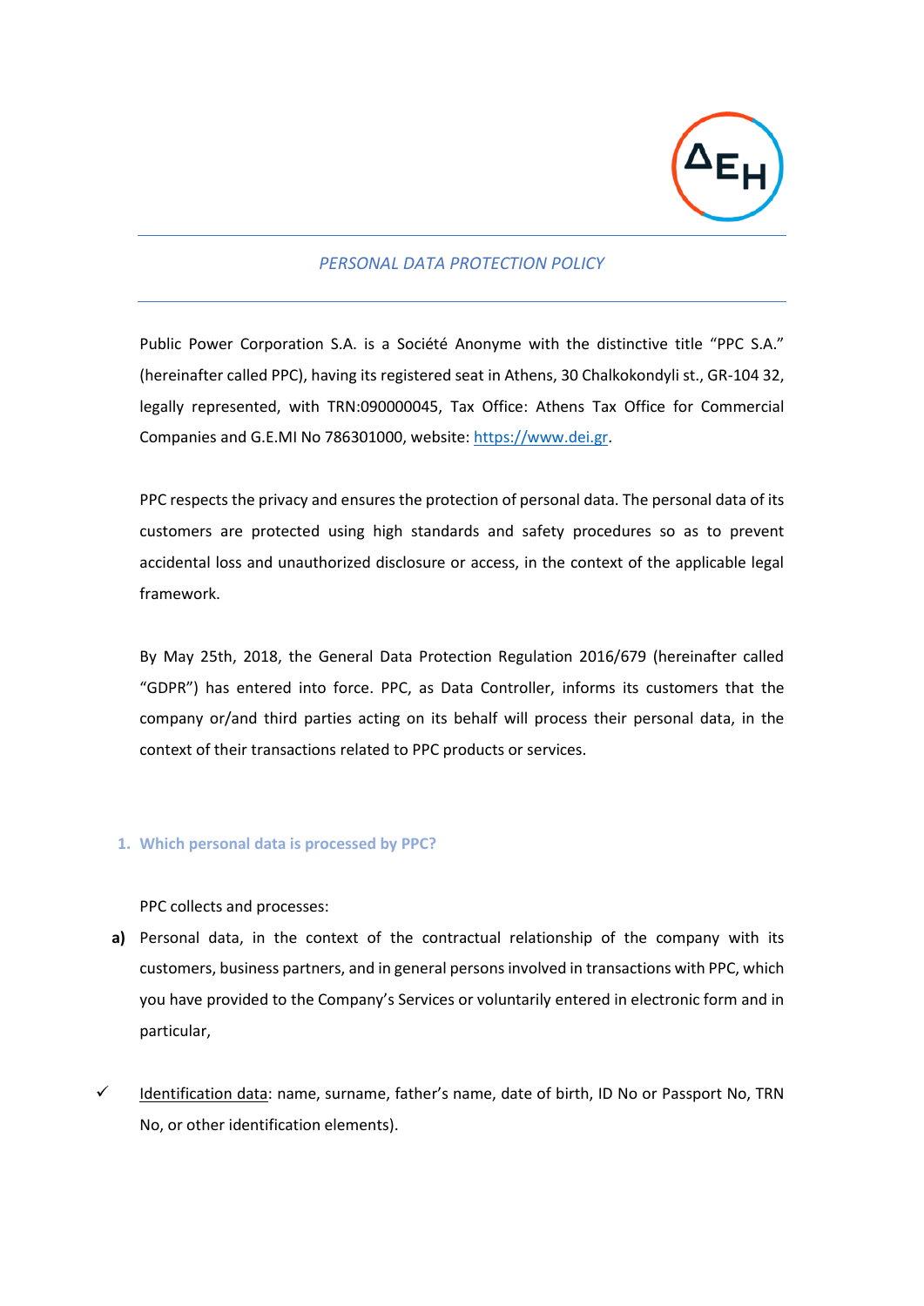# PERSONAL DATA PROTECTION POLICY

Public Power Corporation S.A. is a Société Anonyme with the distinctive title "PPC S.A." (hereinafter called PPC), having its registered seat in Athens, 30 Chalkokondyli st., GR-104 32, legally represented, with TRN:090000045, Tax Office: Athens Tax Office for Commercial Companies and G.E.MI No 786301000, website: [https://www.dei.gr](https://www.dei.gr).

PPC respects the privacy and ensures the protection of personal data. The personal data of its customers are protected using high standards and safety procedures so as to prevent accidental loss and unauthorized disclosure or access, in the context of the applicable legal framework.

By May 25th, 2018, the General Data Protection Regulation 2016/679 (hereinafter called "GDPR") has entered into force. PPC, as Data Controller, informs its customers that the company or/and third parties acting on its behalf will process their personal data, in the context of their transactions related to PPC products or services.

## 1. Which personal data is processed by PPC?

PPC collects and processes:

**a)** Personal data, in the context of the contractual relationship of the company with its customers, business partners, and in general persons involved in transactions with PPC, which you have provided to the Company's Services or voluntarily entered in electronic form and in particular,

- ✓ Identification data: name, surname, father's name, date of birth, ID No or Passport No, TRN No, or other identification elements).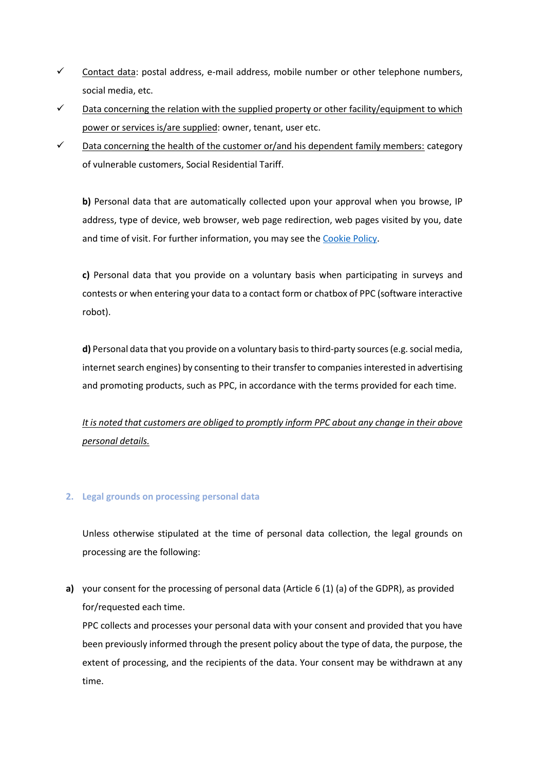- ✓ Contact data: postal address, e-mail address, mobile number or other telephone numbers, social media, etc.
- ✓ Data concerning the relation with the supplied property or other facility/equipment to which power or services is/are supplied: owner, tenant, user etc.
- ✓ Data concerning the health of the customer or/and his dependent family members: category of vulnerable customers, Social Residential Tariff.

**b)** Personal data that are automatically collected upon your approval when you browse, IP address, type of device, web browser, web page redirection, web pages visited by you, date and time of visit. For further information, you may see the Cookie Policy.

**c)** Personal data that you provide on a voluntary basis when participating in surveys and contests or when entering your data to a contact form or chatbox of PPC (software interactive robot).

**d)** Personal data that you provide on a voluntary basis to third-party sources (e.g. social media, internet search engines) by consenting to their transfer to companies interested in advertising and promoting products, such as PPC, in accordance with the terms provided for each time.

*It is noted that customers are obliged to promptly inform PPC about any change in their above personal details.*

## 2. Legal grounds on processing personal data

Unless otherwise stipulated at the time of personal data collection, the legal grounds on processing are the following:

**a)** your consent for the processing of personal data (Article 6 (1) (a) of the GDPR), as provided for/requested each time.
PPC collects and processes your personal data with your consent and provided that you have been previously informed through the present policy about the type of data, the purpose, the extent of processing, and the recipients of the data. Your consent may be withdrawn at any time.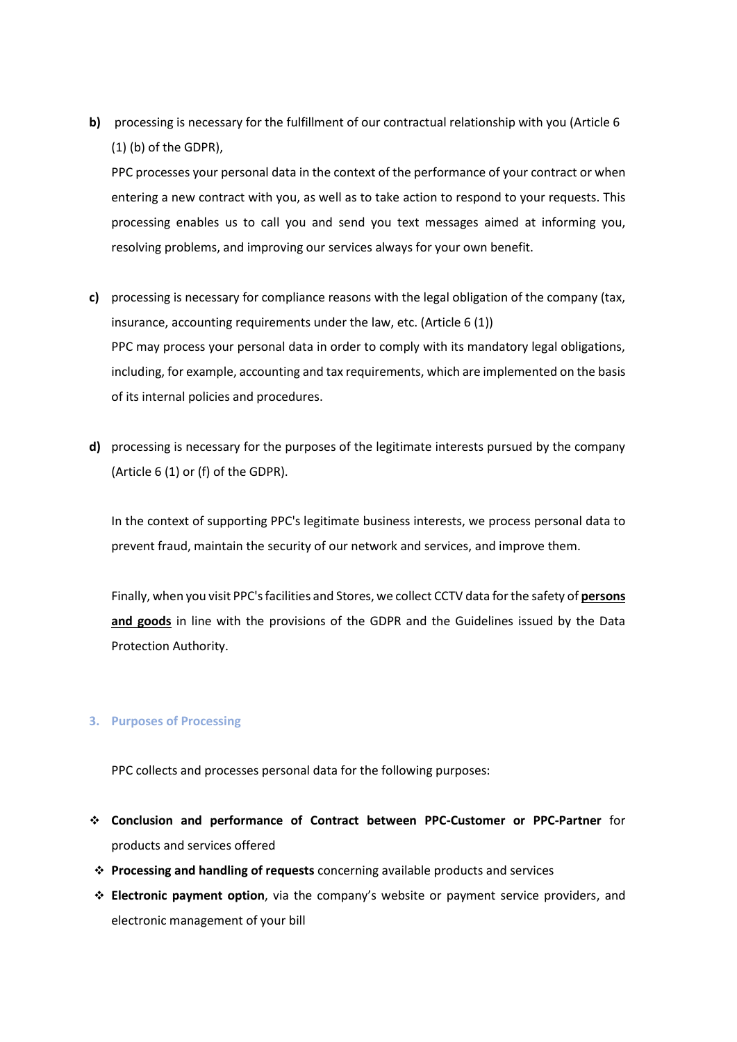**b)** processing is necessary for the fulfillment of our contractual relationship with you (Article 6 (1) (b) of the GDPR),

PPC processes your personal data in the context of the performance of your contract or when entering a new contract with you, as well as to take action to respond to your requests. This processing enables us to call you and send you text messages aimed at informing you, resolving problems, and improving our services always for your own benefit.

**c)** processing is necessary for compliance reasons with the legal obligation of the company (tax, insurance, accounting requirements under the law, etc. (Article 6 (1))

PPC may process your personal data in order to comply with its mandatory legal obligations, including, for example, accounting and tax requirements, which are implemented on the basis of its internal policies and procedures.

**d)** processing is necessary for the purposes of the legitimate interests pursued by the company (Article 6 (1) or (f) of the GDPR).

In the context of supporting PPC's legitimate business interests, we process personal data to prevent fraud, maintain the security of our network and services, and improve them.

Finally, when you visit PPC's facilities and Stores, we collect CCTV data for the safety of **persons and goods** in line with the provisions of the GDPR and the Guidelines issued by the Data Protection Authority.

## 3. Purposes of Processing

PPC collects and processes personal data for the following purposes:

- **Conclusion and performance of Contract between PPC-Customer or PPC-Partner** for products and services offered
- **Processing and handling of requests** concerning available products and services
- **Electronic payment option**, via the company's website or payment service providers, and electronic management of your bill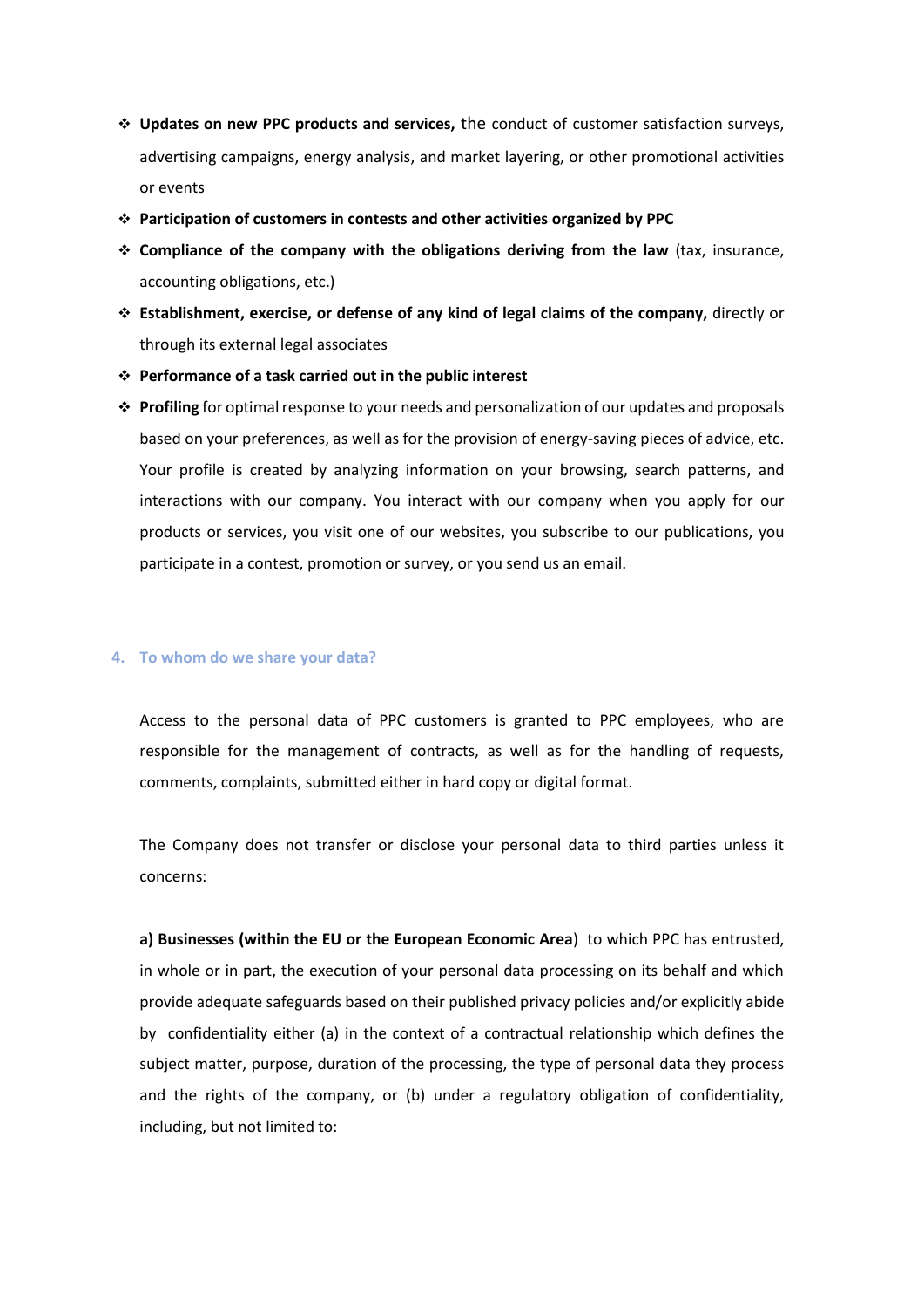- **Updates on new PPC products and services,** the conduct of customer satisfaction surveys, advertising campaigns, energy analysis, and market layering, or other promotional activities or events
- **Participation of customers in contests and other activities organized by PPC**
- **Compliance of the company with the obligations deriving from the law** (tax, insurance, accounting obligations, etc.)
- **Establishment, exercise, or defense of any kind of legal claims of the company,** directly or through its external legal associates
- **Performance of a task carried out in the public interest**
- **Profiling** for optimal response to your needs and personalization of our updates and proposals based on your preferences, as well as for the provision of energy-saving pieces of advice, etc. Your profile is created by analyzing information on your browsing, search patterns, and interactions with our company. You interact with our company when you apply for our products or services, you visit one of our websites, you subscribe to our publications, you participate in a contest, promotion or survey, or you send us an email.

## 4. To whom do we share your data?

Access to the personal data of PPC customers is granted to PPC employees, who are responsible for the management of contracts, as well as for the handling of requests, comments, complaints, submitted either in hard copy or digital format.

The Company does not transfer or disclose your personal data to third parties unless it concerns:

**a) Businesses (within the EU or the European Economic Area**) to which PPC has entrusted, in whole or in part, the execution of your personal data processing on its behalf and which provide adequate safeguards based on their published privacy policies and/or explicitly abide by confidentiality either (a) in the context of a contractual relationship which defines the subject matter, purpose, duration of the processing, the type of personal data they process and the rights of the company, or (b) under a regulatory obligation of confidentiality, including, but not limited to: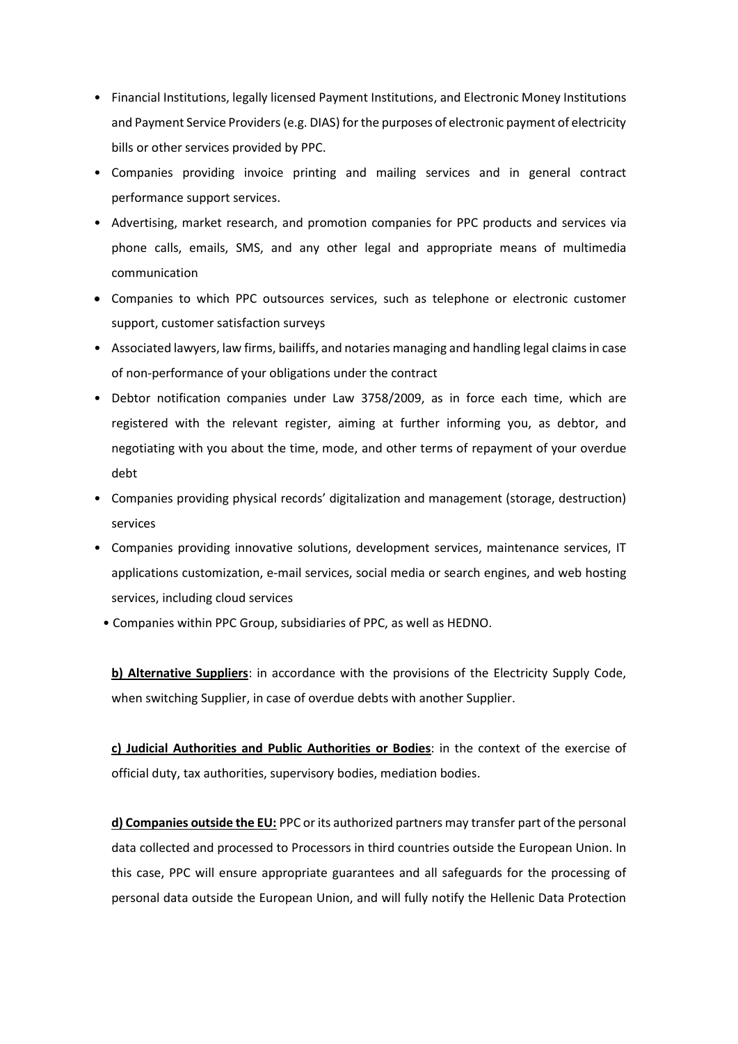- Financial Institutions, legally licensed Payment Institutions, and Electronic Money Institutions and Payment Service Providers (e.g. DIAS) for the purposes of electronic payment of electricity bills or other services provided by PPC.
- Companies providing invoice printing and mailing services and in general contract performance support services.
- Advertising, market research, and promotion companies for PPC products and services via phone calls, emails, SMS, and any other legal and appropriate means of multimedia communication
- Companies to which PPC outsources services, such as telephone or electronic customer support, customer satisfaction surveys
- Associated lawyers, law firms, bailiffs, and notaries managing and handling legal claims in case of non-performance of your obligations under the contract
- Debtor notification companies under Law 3758/2009, as in force each time, which are registered with the relevant register, aiming at further informing you, as debtor, and negotiating with you about the time, mode, and other terms of repayment of your overdue debt
- Companies providing physical records' digitalization and management (storage, destruction) services
- Companies providing innovative solutions, development services, maintenance services, IT applications customization, e-mail services, social media or search engines, and web hosting services, including cloud services
- Companies within PPC Group, subsidiaries of PPC, as well as HEDNO.

**b) Alternative Suppliers**: in accordance with the provisions of the Electricity Supply Code, when switching Supplier, in case of overdue debts with another Supplier.

**c) Judicial Authorities and Public Authorities or Bodies**: in the context of the exercise of official duty, tax authorities, supervisory bodies, mediation bodies.

**d) Companies outside the EU:** PPC or its authorized partners may transfer part of the personal data collected and processed to Processors in third countries outside the European Union. In this case, PPC will ensure appropriate guarantees and all safeguards for the processing of personal data outside the European Union, and will fully notify the Hellenic Data Protection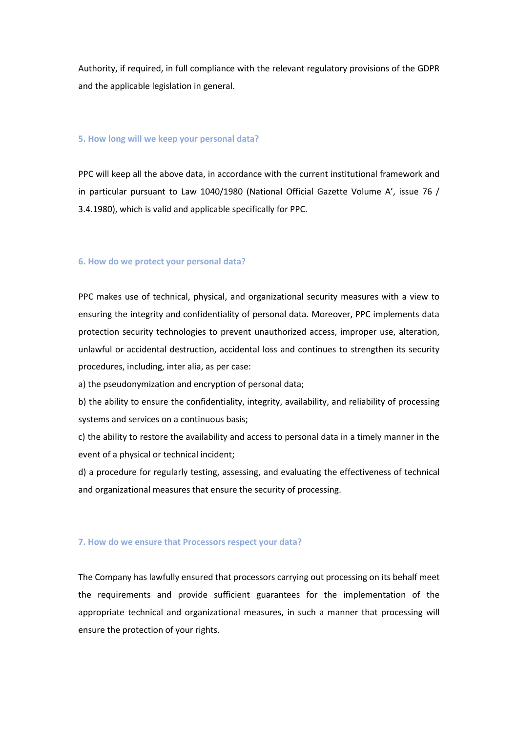Authority, if required, in full compliance with the relevant regulatory provisions of the GDPR and the applicable legislation in general.

### 5. How long will we keep your personal data?

PPC will keep all the above data, in accordance with the current institutional framework and in particular pursuant to Law 1040/1980 (National Official Gazette Volume A', issue 76 / 3.4.1980), which is valid and applicable specifically for PPC.

### 6. How do we protect your personal data?

PPC makes use of technical, physical, and organizational security measures with a view to ensuring the integrity and confidentiality of personal data. Moreover, PPC implements data protection security technologies to prevent unauthorized access, improper use, alteration, unlawful or accidental destruction, accidental loss and continues to strengthen its security procedures, including, inter alia, as per case:

a) the pseudonymization and encryption of personal data;

b) the ability to ensure the confidentiality, integrity, availability, and reliability of processing systems and services on a continuous basis;

c) the ability to restore the availability and access to personal data in a timely manner in the event of a physical or technical incident;

d) a procedure for regularly testing, assessing, and evaluating the effectiveness of technical and organizational measures that ensure the security of processing.

### 7. How do we ensure that Processors respect your data?

The Company has lawfully ensured that processors carrying out processing on its behalf meet the requirements and provide sufficient guarantees for the implementation of the appropriate technical and organizational measures, in such a manner that processing will ensure the protection of your rights.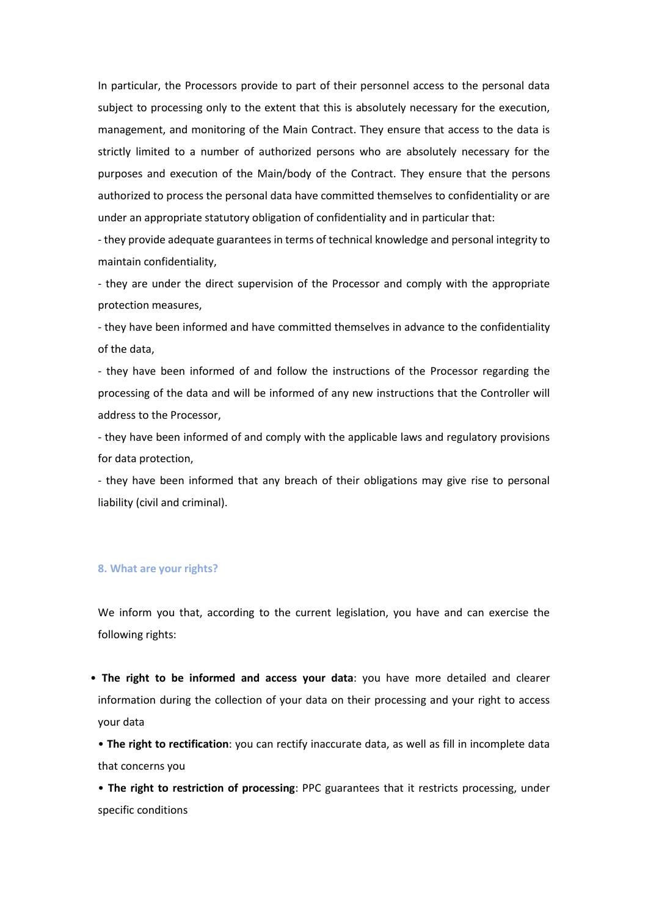In particular, the Processors provide to part of their personnel access to the personal data subject to processing only to the extent that this is absolutely necessary for the execution, management, and monitoring of the Main Contract. They ensure that access to the data is strictly limited to a number of authorized persons who are absolutely necessary for the purposes and execution of the Main/body of the Contract. They ensure that the persons authorized to process the personal data have committed themselves to confidentiality or are under an appropriate statutory obligation of confidentiality and in particular that:

- they provide adequate guarantees in terms of technical knowledge and personal integrity to maintain confidentiality,
- they are under the direct supervision of the Processor and comply with the appropriate protection measures,
- they have been informed and have committed themselves in advance to the confidentiality of the data,
- they have been informed of and follow the instructions of the Processor regarding the processing of the data and will be informed of any new instructions that the Controller will address to the Processor,
- they have been informed of and comply with the applicable laws and regulatory provisions for data protection,
- they have been informed that any breach of their obligations may give rise to personal liability (civil and criminal).

## 8. What are your rights?

We inform you that, according to the current legislation, you have and can exercise the following rights:

- **The right to be informed and access your data**: you have more detailed and clearer information during the collection of your data on their processing and your right to access your data
- **The right to rectification**: you can rectify inaccurate data, as well as fill in incomplete data that concerns you
- **The right to restriction of processing**: PPC guarantees that it restricts processing, under specific conditions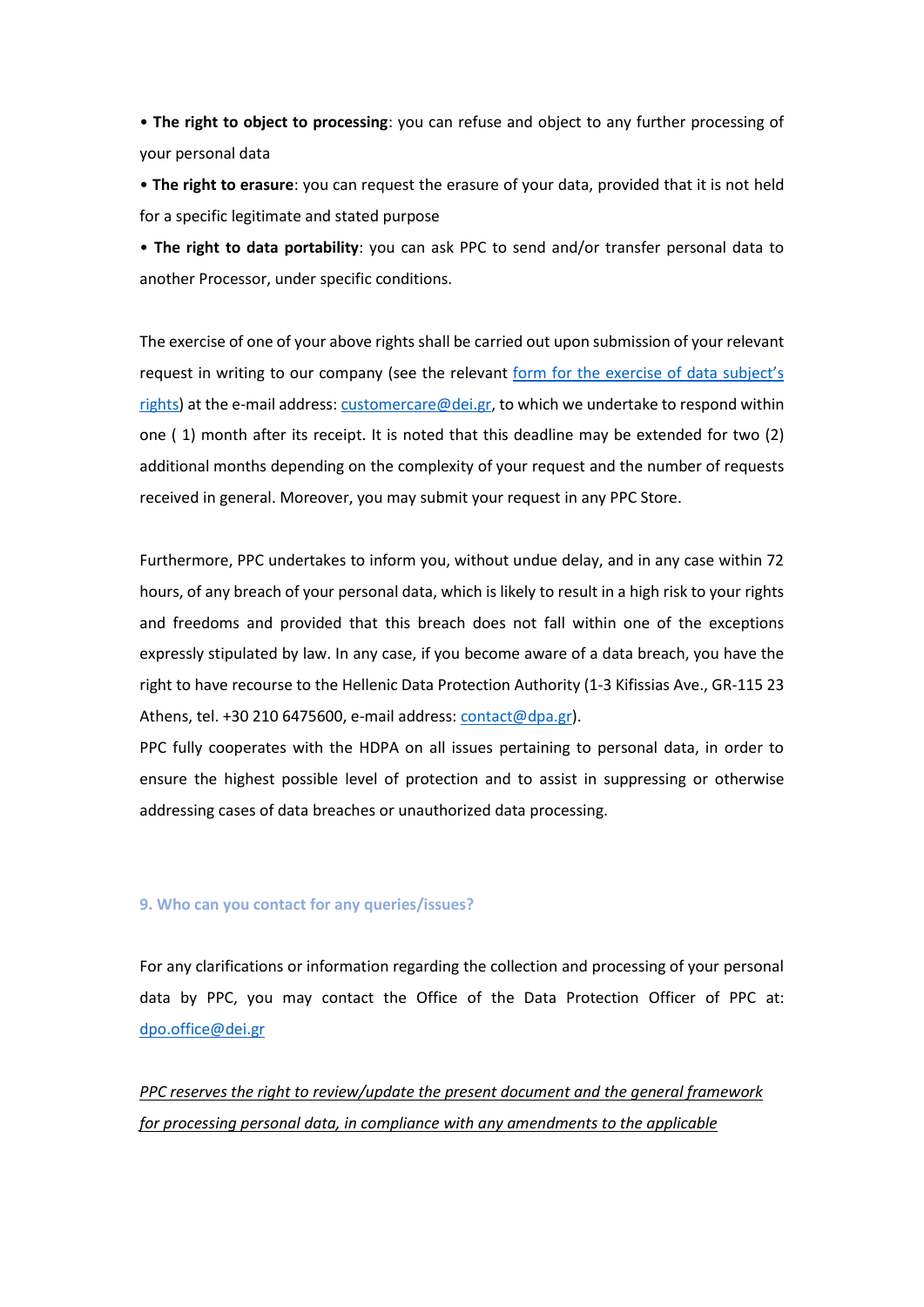• **The right to object to processing**: you can refuse and object to any further processing of your personal data

• **The right to erasure**: you can request the erasure of your data, provided that it is not held for a specific legitimate and stated purpose

• **The right to data portability**: you can ask PPC to send and/or transfer personal data to another Processor, under specific conditions.

The exercise of one of your above rights shall be carried out upon submission of your relevant request in writing to our company (see the relevant form for the exercise of data subject's rights) at the e-mail address: customercare@dei.gr, to which we undertake to respond within one ( 1) month after its receipt. It is noted that this deadline may be extended for two (2) additional months depending on the complexity of your request and the number of requests received in general. Moreover, you may submit your request in any PPC Store.

Furthermore, PPC undertakes to inform you, without undue delay, and in any case within 72 hours, of any breach of your personal data, which is likely to result in a high risk to your rights and freedoms and provided that this breach does not fall within one of the exceptions expressly stipulated by law. In any case, if you become aware of a data breach, you have the right to have recourse to the Hellenic Data Protection Authority (1-3 Kifissias Ave., GR-115 23 Athens, tel. +30 210 6475600, e-mail address: contact@dpa.gr).
PPC fully cooperates with the HDPA on all issues pertaining to personal data, in order to ensure the highest possible level of protection and to assist in suppressing or otherwise addressing cases of data breaches or unauthorized data processing.

### 9. Who can you contact for any queries/issues?

For any clarifications or information regarding the collection and processing of your personal data by PPC, you may contact the Office of the Data Protection Officer of PPC at: dpo.office@dei.gr

*PPC reserves the right to review/update the present document and the general framework for processing personal data, in compliance with any amendments to the applicable*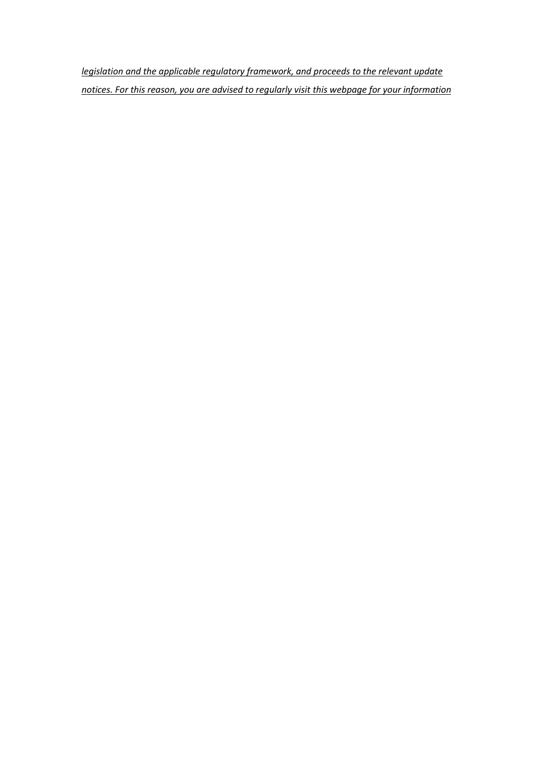*legislation and the applicable regulatory framework, and proceeds to the relevant update notices. For this reason, you are advised to regularly visit this webpage for your information*